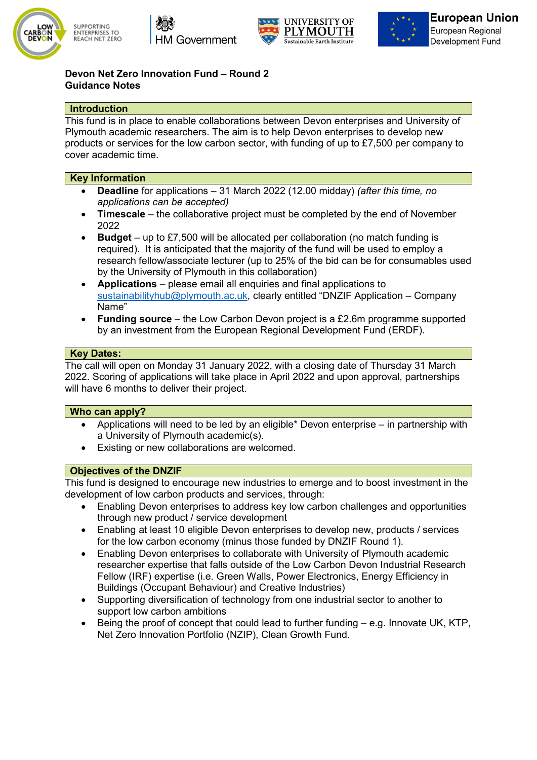**Devon Net Zero Innovation Fund – Round 2**
**Guidance Notes**

## Introduction

This fund is in place to enable collaborations between Devon enterprises and University of Plymouth academic researchers. The aim is to help Devon enterprises to develop new products or services for the low carbon sector, with funding of up to £7,500 per company to cover academic time.

## Key Information

- **Deadline** for applications – 31 March 2022 (12.00 midday) *(after this time, no applications can be accepted)*
- **Timescale** – the collaborative project must be completed by the end of November 2022
- **Budget** – up to £7,500 will be allocated per collaboration (no match funding is required). It is anticipated that the majority of the fund will be used to employ a research fellow/associate lecturer (up to 25% of the bid can be for consumables used by the University of Plymouth in this collaboration)
- **Applications** – please email all enquiries and final applications to sustainabilityhub@plymouth.ac.uk, clearly entitled "DNZIF Application – Company Name"
- **Funding source** – the Low Carbon Devon project is a £2.6m programme supported by an investment from the European Regional Development Fund (ERDF).

## Key Dates:

The call will open on Monday 31 January 2022, with a closing date of Thursday 31 March 2022. Scoring of applications will take place in April 2022 and upon approval, partnerships will have 6 months to deliver their project.

## Who can apply?

- Applications will need to be led by an eligible* Devon enterprise – in partnership with a University of Plymouth academic(s).
- Existing or new collaborations are welcomed.

## Objectives of the DNZIF

This fund is designed to encourage new industries to emerge and to boost investment in the development of low carbon products and services, through:

- Enabling Devon enterprises to address key low carbon challenges and opportunities through new product / service development
- Enabling at least 10 eligible Devon enterprises to develop new, products / services for the low carbon economy (minus those funded by DNZIF Round 1).
- Enabling Devon enterprises to collaborate with University of Plymouth academic researcher expertise that falls outside of the Low Carbon Devon Industrial Research Fellow (IRF) expertise (i.e. Green Walls, Power Electronics, Energy Efficiency in Buildings (Occupant Behaviour) and Creative Industries)
- Supporting diversification of technology from one industrial sector to another to support low carbon ambitions
- Being the proof of concept that could lead to further funding – e.g. Innovate UK, KTP, Net Zero Innovation Portfolio (NZIP), Clean Growth Fund.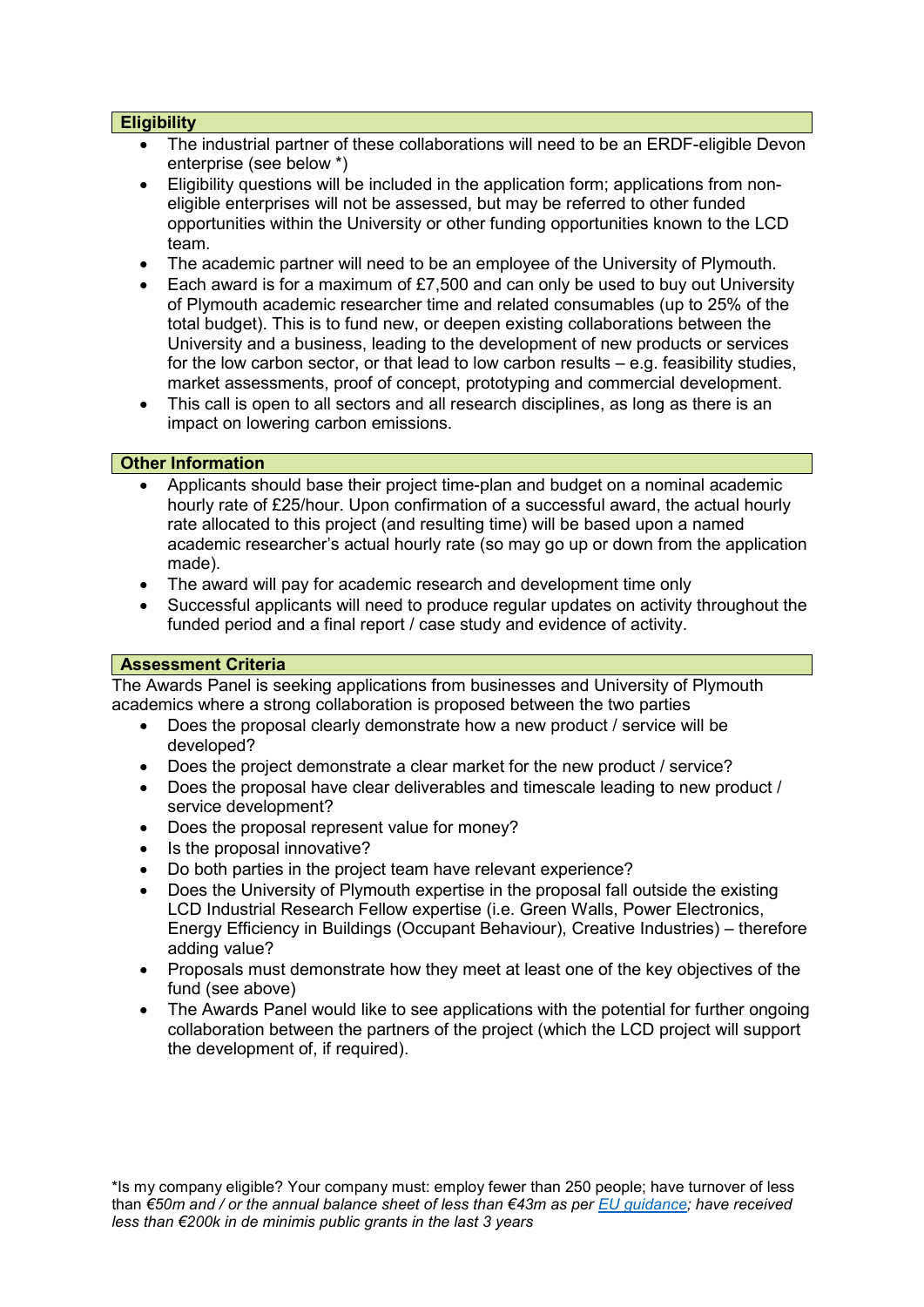## Eligibility

- The industrial partner of these collaborations will need to be an ERDF-eligible Devon enterprise (see below *)
- Eligibility questions will be included in the application form; applications from non-eligible enterprises will not be assessed, but may be referred to other funded opportunities within the University or other funding opportunities known to the LCD team.
- The academic partner will need to be an employee of the University of Plymouth.
- Each award is for a maximum of £7,500 and can only be used to buy out University of Plymouth academic researcher time and related consumables (up to 25% of the total budget). This is to fund new, or deepen existing collaborations between the University and a business, leading to the development of new products or services for the low carbon sector, or that lead to low carbon results – e.g. feasibility studies, market assessments, proof of concept, prototyping and commercial development.
- This call is open to all sectors and all research disciplines, as long as there is an impact on lowering carbon emissions.

## Other Information

- Applicants should base their project time-plan and budget on a nominal academic hourly rate of £25/hour. Upon confirmation of a successful award, the actual hourly rate allocated to this project (and resulting time) will be based upon a named academic researcher's actual hourly rate (so may go up or down from the application made).
- The award will pay for academic research and development time only
- Successful applicants will need to produce regular updates on activity throughout the funded period and a final report / case study and evidence of activity.

## Assessment Criteria

The Awards Panel is seeking applications from businesses and University of Plymouth academics where a strong collaboration is proposed between the two parties

- Does the proposal clearly demonstrate how a new product / service will be developed?
- Does the project demonstrate a clear market for the new product / service?
- Does the proposal have clear deliverables and timescale leading to new product / service development?
- Does the proposal represent value for money?
- Is the proposal innovative?
- Do both parties in the project team have relevant experience?
- Does the University of Plymouth expertise in the proposal fall outside the existing LCD Industrial Research Fellow expertise (i.e. Green Walls, Power Electronics, Energy Efficiency in Buildings (Occupant Behaviour), Creative Industries) – therefore adding value?
- Proposals must demonstrate how they meet at least one of the key objectives of the fund (see above)
- The Awards Panel would like to see applications with the potential for further ongoing collaboration between the partners of the project (which the LCD project will support the development of, if required).

*Is my company eligible? Your company must: employ fewer than 250 people; have turnover of less than *€50m and / or the annual balance sheet of less than €43m as per [EU guidance](); have received less than €200k in de minimis public grants in the last 3 years*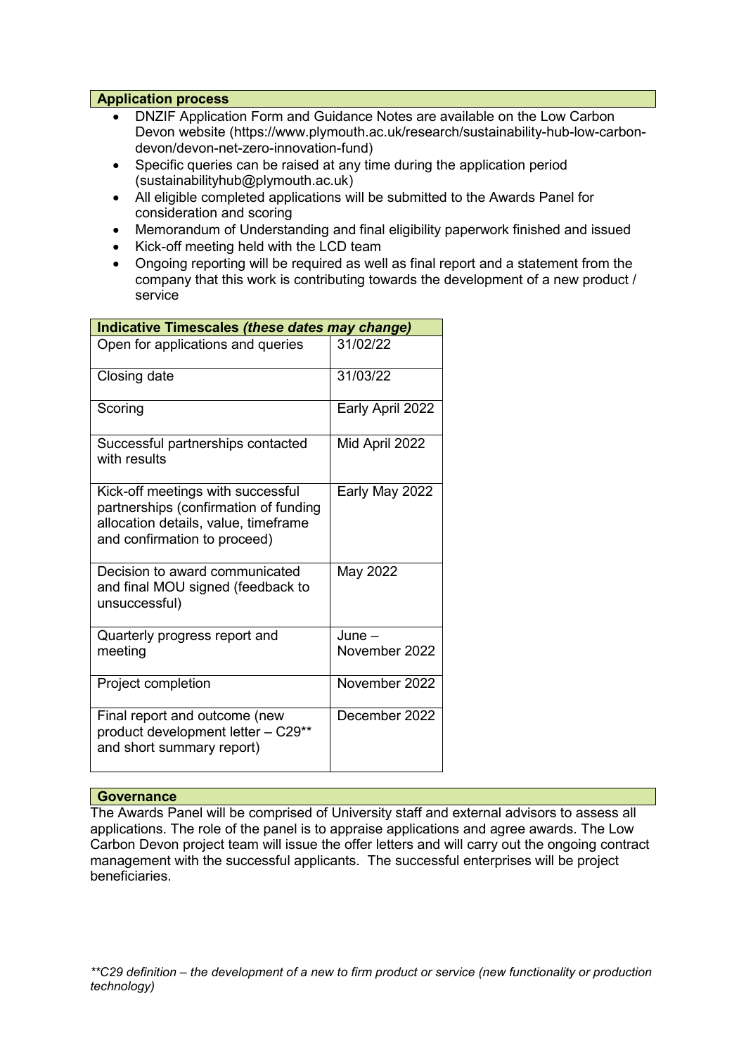## Application process

- DNZIF Application Form and Guidance Notes are available on the Low Carbon Devon website (https://www.plymouth.ac.uk/research/sustainability-hub-low-carbon-devon/devon-net-zero-innovation-fund)
- Specific queries can be raised at any time during the application period (sustainabilityhub@plymouth.ac.uk)
- All eligible completed applications will be submitted to the Awards Panel for consideration and scoring
- Memorandum of Understanding and final eligibility paperwork finished and issued
- Kick-off meeting held with the LCD team
- Ongoing reporting will be required as well as final report and a statement from the company that this work is contributing towards the development of a new product / service

| **Indicative Timescales** ***(these dates may change)*** | |
|---|---|
| Open for applications and queries | 31/02/22 |
| Closing date | 31/03/22 |
| Scoring | Early April 2022 |
| Successful partnerships contacted with results | Mid April 2022 |
| Kick-off meetings with successful partnerships (confirmation of funding allocation details, value, timeframe and confirmation to proceed) | Early May 2022 |
| Decision to award communicated and final MOU signed (feedback to unsuccessful) | May 2022 |
| Quarterly progress report and meeting | June – November 2022 |
| Project completion | November 2022 |
| Final report and outcome (new product development letter – C29** and short summary report) | December 2022 |

## Governance

The Awards Panel will be comprised of University staff and external advisors to assess all applications. The role of the panel is to appraise applications and agree awards. The Low Carbon Devon project team will issue the offer letters and will carry out the ongoing contract management with the successful applicants. The successful enterprises will be project beneficiaries.

*\*\*C29 definition – the development of a new to firm product or service (new functionality or production technology)*